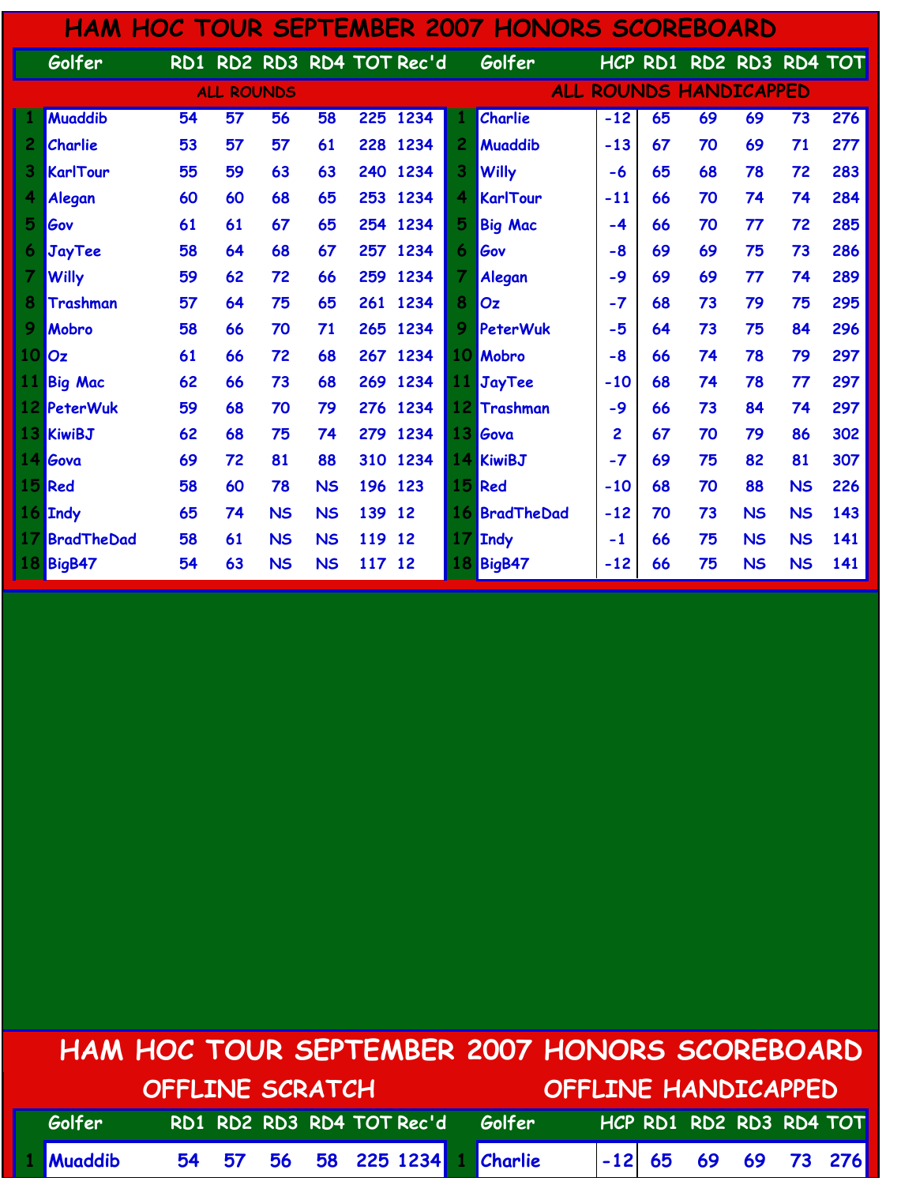# HAM HOC TOUR SEPTEMBER 2007 HONORS SCOREBOARD

## ALL ROUNDS

| # | Golfer | RD1 | RD2 | RD3 | RD4 | TOT | Rec'd |
|---|---|---|---|---|---|---|---|
| 1 | Muaddib | 54 | 57 | 56 | 58 | 225 | 1234 |
| 2 | Charlie | 53 | 57 | 57 | 61 | 228 | 1234 |
| 3 | KarlTour | 55 | 59 | 63 | 63 | 240 | 1234 |
| 4 | Alegan | 60 | 60 | 68 | 65 | 253 | 1234 |
| 5 | Gov | 61 | 61 | 67 | 65 | 254 | 1234 |
| 6 | JayTee | 58 | 64 | 68 | 67 | 257 | 1234 |
| 7 | Willy | 59 | 62 | 72 | 66 | 259 | 1234 |
| 8 | Trashman | 57 | 64 | 75 | 65 | 261 | 1234 |
| 9 | Mobro | 58 | 66 | 70 | 71 | 265 | 1234 |
| 10 | Oz | 61 | 66 | 72 | 68 | 267 | 1234 |
| 11 | Big Mac | 62 | 66 | 73 | 68 | 269 | 1234 |
| 12 | PeterWuk | 59 | 68 | 70 | 79 | 276 | 1234 |
| 13 | KiwiBJ | 62 | 68 | 75 | 74 | 279 | 1234 |
| 14 | Gova | 69 | 72 | 81 | 88 | 310 | 1234 |
| 15 | Red | 58 | 60 | 78 | NS | 196 | 123 |
| 16 | Indy | 65 | 74 | NS | NS | 139 | 12 |
| 17 | BradTheDad | 58 | 61 | NS | NS | 119 | 12 |
| 18 | BigB47 | 54 | 63 | NS | NS | 117 | 12 |

## ALL ROUNDS HANDICAPPED

| # | Golfer | HCP | RD1 | RD2 | RD3 | RD4 | TOT |
|---|---|---|---|---|---|---|---|
| 1 | Charlie | -12 | 65 | 69 | 69 | 73 | 276 |
| 2 | Muaddib | -13 | 67 | 70 | 69 | 71 | 277 |
| 3 | Willy | -6 | 65 | 68 | 78 | 72 | 283 |
| 4 | KarlTour | -11 | 66 | 70 | 74 | 74 | 284 |
| 5 | Big Mac | -4 | 66 | 70 | 77 | 72 | 285 |
| 6 | Gov | -8 | 69 | 69 | 75 | 73 | 286 |
| 7 | Alegan | -9 | 69 | 69 | 77 | 74 | 289 |
| 8 | Oz | -7 | 68 | 73 | 79 | 75 | 295 |
| 9 | PeterWuk | -5 | 64 | 73 | 75 | 84 | 296 |
| 10 | Mobro | -8 | 66 | 74 | 78 | 79 | 297 |
| 11 | JayTee | -10 | 68 | 74 | 78 | 77 | 297 |
| 12 | Trashman | -9 | 66 | 73 | 84 | 74 | 297 |
| 13 | Gova | 2 | 67 | 70 | 79 | 86 | 302 |
| 14 | KiwiBJ | -7 | 69 | 75 | 82 | 81 | 307 |
| 15 | Red | -10 | 68 | 70 | 88 | NS | 226 |
| 16 | BradTheDad | -12 | 70 | 73 | NS | NS | 143 |
| 17 | Indy | -1 | 66 | 75 | NS | NS | 141 |
| 18 | BigB47 | -12 | 66 | 75 | NS | NS | 141 |

# HAM HOC TOUR SEPTEMBER 2007 HONORS SCOREBOARD

## OFFLINE SCRATCH

| # | Golfer | RD1 | RD2 | RD3 | RD4 | TOT | Rec'd |
|---|---|---|---|---|---|---|---|
| 1 | Muaddib | 54 | 57 | 56 | 58 | 225 | 1234 |

## OFFLINE HANDICAPPED

| # | Golfer | HCP | RD1 | RD2 | RD3 | RD4 | TOT |
|---|---|---|---|---|---|---|---|
| 1 | Charlie | -12 | 65 | 69 | 69 | 73 | 276 |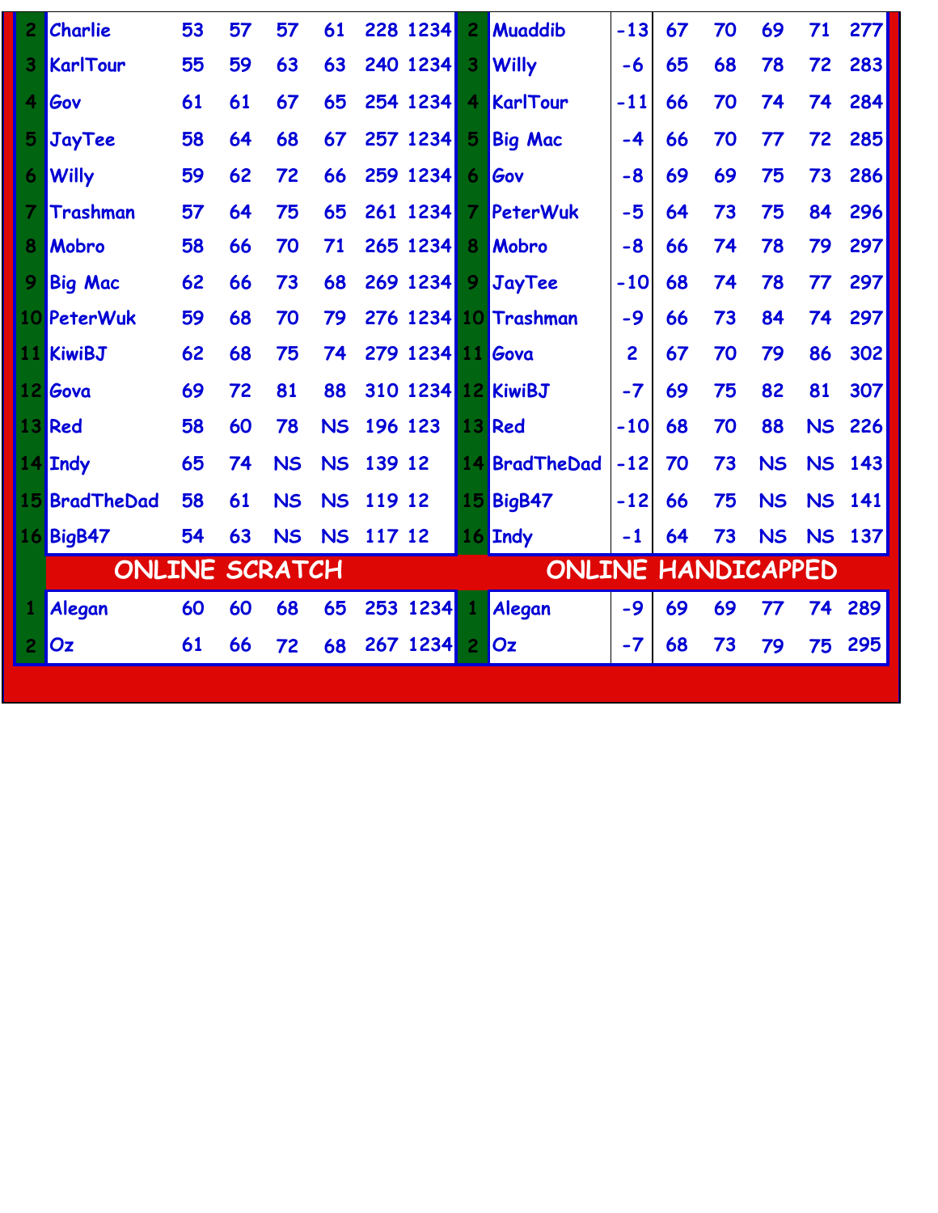| | | | | | | | | | | | | | | | | |
|---|---|---|---|---|---|---|---|---|---|---|---|---|---|---|---|---|
| 2 | Charlie | 53 | 57 | 57 | 61 | 228 | 1234 | 2 | Muaddib | -13 | 67 | 70 | 69 | 71 | 277 |
| 3 | KarlTour | 55 | 59 | 63 | 63 | 240 | 1234 | 3 | Willy | -6 | 65 | 68 | 78 | 72 | 283 |
| 4 | Gov | 61 | 61 | 67 | 65 | 254 | 1234 | 4 | KarlTour | -11 | 66 | 70 | 74 | 74 | 284 |
| 5 | JayTee | 58 | 64 | 68 | 67 | 257 | 1234 | 5 | Big Mac | -4 | 66 | 70 | 77 | 72 | 285 |
| 6 | Willy | 59 | 62 | 72 | 66 | 259 | 1234 | 6 | Gov | -8 | 69 | 69 | 75 | 73 | 286 |
| 7 | Trashman | 57 | 64 | 75 | 65 | 261 | 1234 | 7 | PeterWuk | -5 | 64 | 73 | 75 | 84 | 296 |
| 8 | Mobro | 58 | 66 | 70 | 71 | 265 | 1234 | 8 | Mobro | -8 | 66 | 74 | 78 | 79 | 297 |
| 9 | Big Mac | 62 | 66 | 73 | 68 | 269 | 1234 | 9 | JayTee | -10 | 68 | 74 | 78 | 77 | 297 |
| 10 | PeterWuk | 59 | 68 | 70 | 79 | 276 | 1234 | 10 | Trashman | -9 | 66 | 73 | 84 | 74 | 297 |
| 11 | KiwiBJ | 62 | 68 | 75 | 74 | 279 | 1234 | 11 | Gova | 2 | 67 | 70 | 79 | 86 | 302 |
| 12 | Gova | 69 | 72 | 81 | 88 | 310 | 1234 | 12 | KiwiBJ | -7 | 69 | 75 | 82 | 81 | 307 |
| 13 | Red | 58 | 60 | 78 | NS | 196 | 123 | 13 | Red | -10 | 68 | 70 | 88 | NS | 226 |
| 14 | Indy | 65 | 74 | NS | NS | 139 | 12 | 14 | BradTheDad | -12 | 70 | 73 | NS | NS | 143 |
| 15 | BradTheDad | 58 | 61 | NS | NS | 119 | 12 | 15 | BigB47 | -12 | 66 | 75 | NS | NS | 141 |
| 16 | BigB47 | 54 | 63 | NS | NS | 117 | 12 | 16 | Indy | -1 | 64 | 73 | NS | NS | 137 |

| | ONLINE SCRATCH | | | | | | | | ONLINE HANDICAPPED | | | | | | |
|---|---|---|---|---|---|---|---|---|---|---|---|---|---|---|---|
| 1 | Alegan | 60 | 60 | 68 | 65 | 253 | 1234 | 1 | Alegan | -9 | 69 | 69 | 77 | 74 | 289 |
| 2 | Oz | 61 | 66 | 72 | 68 | 267 | 1234 | 2 | Oz | -7 | 68 | 73 | 79 | 75 | 295 |